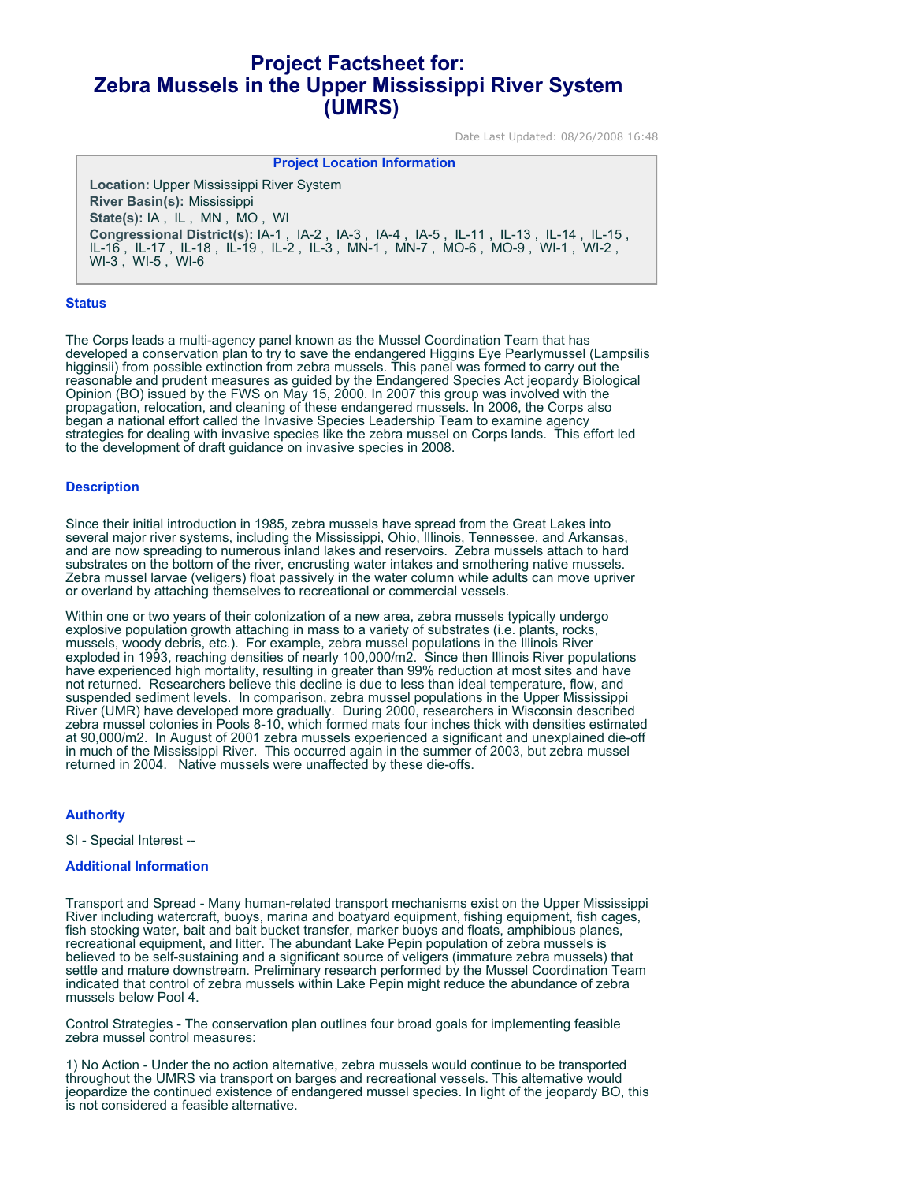# Project Factsheet for: Zebra Mussels in the Upper Mississippi River System (UMRS)

Date Last Updated: 08/26/2008 16:48

**Project Location Information**

**Location:** Upper Mississippi River System
**River Basin(s):** Mississippi
**State(s):** IA , IL , MN , MO , WI
**Congressional District(s):** IA-1 , IA-2 , IA-3 , IA-4 , IA-5 , IL-11 , IL-13 , IL-14 , IL-15 , IL-16 , IL-17 , IL-18 , IL-19 , IL-2 , IL-3 , MN-1 , MN-7 , MO-6 , MO-9 , WI-1 , WI-2 , WI-3 , WI-5 , WI-6

## Status

The Corps leads a multi-agency panel known as the Mussel Coordination Team that has developed a conservation plan to try to save the endangered Higgins Eye Pearlymussel (Lampsilis higginsii) from possible extinction from zebra mussels. This panel was formed to carry out the reasonable and prudent measures as guided by the Endangered Species Act jeopardy Biological Opinion (BO) issued by the FWS on May 15, 2000. In 2007 this group was involved with the propagation, relocation, and cleaning of these endangered mussels. In 2006, the Corps also began a national effort called the Invasive Species Leadership Team to examine agency strategies for dealing with invasive species like the zebra mussel on Corps lands. This effort led to the development of draft guidance on invasive species in 2008.

## Description

Since their initial introduction in 1985, zebra mussels have spread from the Great Lakes into several major river systems, including the Mississippi, Ohio, Illinois, Tennessee, and Arkansas, and are now spreading to numerous inland lakes and reservoirs. Zebra mussels attach to hard substrates on the bottom of the river, encrusting water intakes and smothering native mussels. Zebra mussel larvae (veligers) float passively in the water column while adults can move upriver or overland by attaching themselves to recreational or commercial vessels.

Within one or two years of their colonization of a new area, zebra mussels typically undergo explosive population growth attaching in mass to a variety of substrates (i.e. plants, rocks, mussels, woody debris, etc.). For example, zebra mussel populations in the Illinois River exploded in 1993, reaching densities of nearly 100,000/m2. Since then Illinois River populations have experienced high mortality, resulting in greater than 99% reduction at most sites and have not returned. Researchers believe this decline is due to less than ideal temperature, flow, and suspended sediment levels. In comparison, zebra mussel populations in the Upper Mississippi River (UMR) have developed more gradually. During 2000, researchers in Wisconsin described zebra mussel colonies in Pools 8-10, which formed mats four inches thick with densities estimated at 90,000/m2. In August of 2001 zebra mussels experienced a significant and unexplained die-off in much of the Mississippi River. This occurred again in the summer of 2003, but zebra mussel returned in 2004. Native mussels were unaffected by these die-offs.

## Authority

SI - Special Interest --

## Additional Information

Transport and Spread - Many human-related transport mechanisms exist on the Upper Mississippi River including watercraft, buoys, marina and boatyard equipment, fishing equipment, fish cages, fish stocking water, bait and bait bucket transfer, marker buoys and floats, amphibious planes, recreational equipment, and litter. The abundant Lake Pepin population of zebra mussels is believed to be self-sustaining and a significant source of veligers (immature zebra mussels) that settle and mature downstream. Preliminary research performed by the Mussel Coordination Team indicated that control of zebra mussels within Lake Pepin might reduce the abundance of zebra mussels below Pool 4.

Control Strategies - The conservation plan outlines four broad goals for implementing feasible zebra mussel control measures:

1) No Action - Under the no action alternative, zebra mussels would continue to be transported throughout the UMRS via transport on barges and recreational vessels. This alternative would jeopardize the continued existence of endangered mussel species. In light of the jeopardy BO, this is not considered a feasible alternative.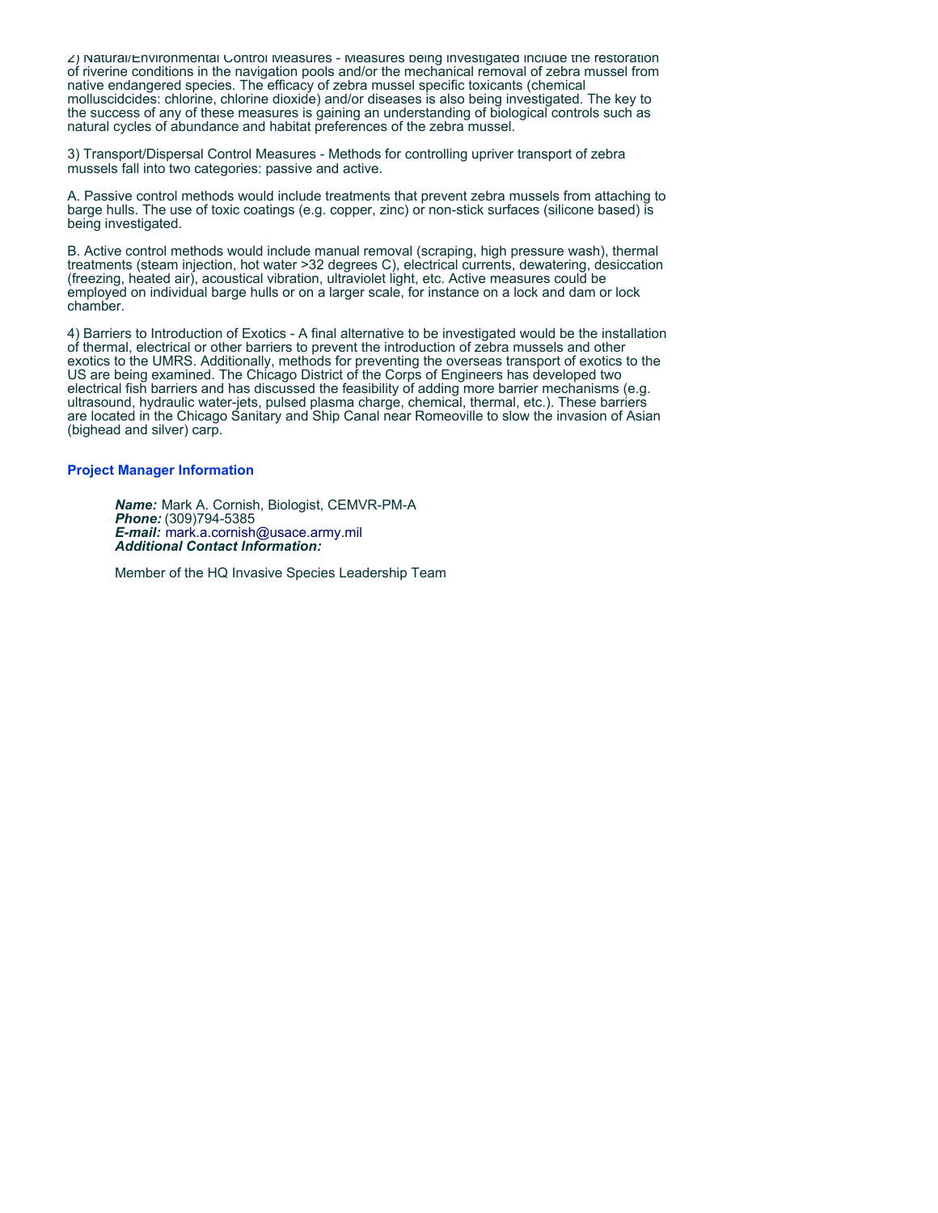2) Natural/Environmental Control Measures - Measures being investigated include the restoration of riverine conditions in the navigation pools and/or the mechanical removal of zebra mussel from native endangered species. The efficacy of zebra mussel specific toxicants (chemical molluscidcides: chlorine, chlorine dioxide) and/or diseases is also being investigated. The key to the success of any of these measures is gaining an understanding of biological controls such as natural cycles of abundance and habitat preferences of the zebra mussel.

3) Transport/Dispersal Control Measures - Methods for controlling upriver transport of zebra mussels fall into two categories: passive and active.

A. Passive control methods would include treatments that prevent zebra mussels from attaching to barge hulls. The use of toxic coatings (e.g. copper, zinc) or non-stick surfaces (silicone based) is being investigated.

B. Active control methods would include manual removal (scraping, high pressure wash), thermal treatments (steam injection, hot water >32 degrees C), electrical currents, dewatering, desiccation (freezing, heated air), acoustical vibration, ultraviolet light, etc. Active measures could be employed on individual barge hulls or on a larger scale, for instance on a lock and dam or lock chamber.

4) Barriers to Introduction of Exotics - A final alternative to be investigated would be the installation of thermal, electrical or other barriers to prevent the introduction of zebra mussels and other exotics to the UMRS. Additionally, methods for preventing the overseas transport of exotics to the US are being examined. The Chicago District of the Corps of Engineers has developed two electrical fish barriers and has discussed the feasibility of adding more barrier mechanisms (e.g. ultrasound, hydraulic water-jets, pulsed plasma charge, chemical, thermal, etc.). These barriers are located in the Chicago Sanitary and Ship Canal near Romeoville to slow the invasion of Asian (bighead and silver) carp.

### Project Manager Information

***Name:*** Mark A. Cornish, Biologist, CEMVR-PM-A
***Phone:*** (309)794-5385
***E-mail:*** mark.a.cornish@usace.army.mil
***Additional Contact Information:***

Member of the HQ Invasive Species Leadership Team